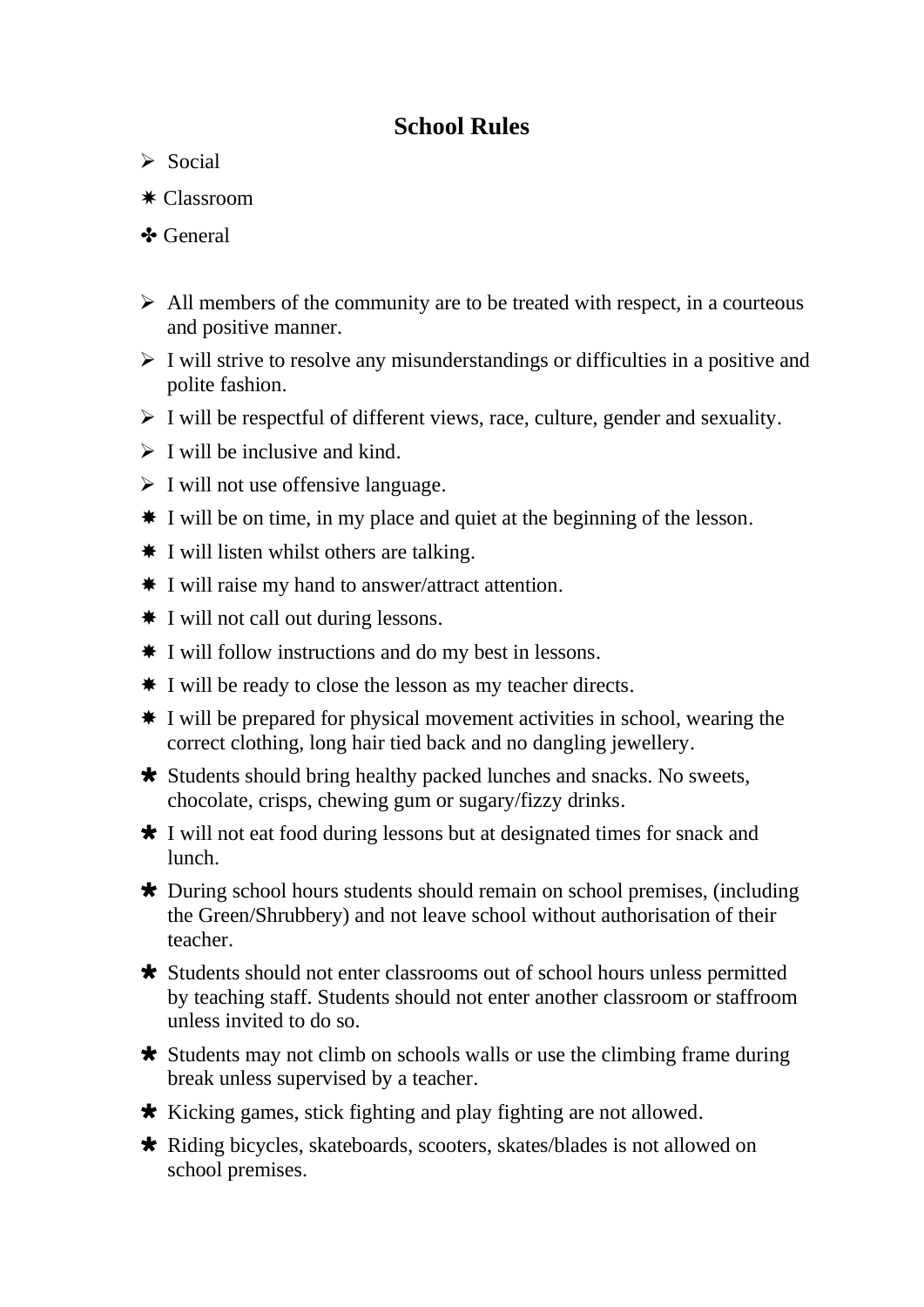# School Rules

- ➢ Social
- ✷ Classroom
- ✤ General

- ➢ All members of the community are to be treated with respect, in a courteous and positive manner.
- ➢ I will strive to resolve any misunderstandings or difficulties in a positive and polite fashion.
- ➢ I will be respectful of different views, race, culture, gender and sexuality.
- ➢ I will be inclusive and kind.
- ➢ I will not use offensive language.
- ✷ I will be on time, in my place and quiet at the beginning of the lesson.
- ✷ I will listen whilst others are talking.
- ✷ I will raise my hand to answer/attract attention.
- ✷ I will not call out during lessons.
- ✷ I will follow instructions and do my best in lessons.
- ✷ I will be ready to close the lesson as my teacher directs.
- ✷ I will be prepared for physical movement activities in school, wearing the correct clothing, long hair tied back and no dangling jewellery.
- ✱ Students should bring healthy packed lunches and snacks. No sweets, chocolate, crisps, chewing gum or sugary/fizzy drinks.
- ✱ I will not eat food during lessons but at designated times for snack and lunch.
- ✱ During school hours students should remain on school premises, (including the Green/Shrubbery) and not leave school without authorisation of their teacher.
- ✱ Students should not enter classrooms out of school hours unless permitted by teaching staff. Students should not enter another classroom or staffroom unless invited to do so.
- ✱ Students may not climb on schools walls or use the climbing frame during break unless supervised by a teacher.
- ✱ Kicking games, stick fighting and play fighting are not allowed.
- ✱ Riding bicycles, skateboards, scooters, skates/blades is not allowed on school premises.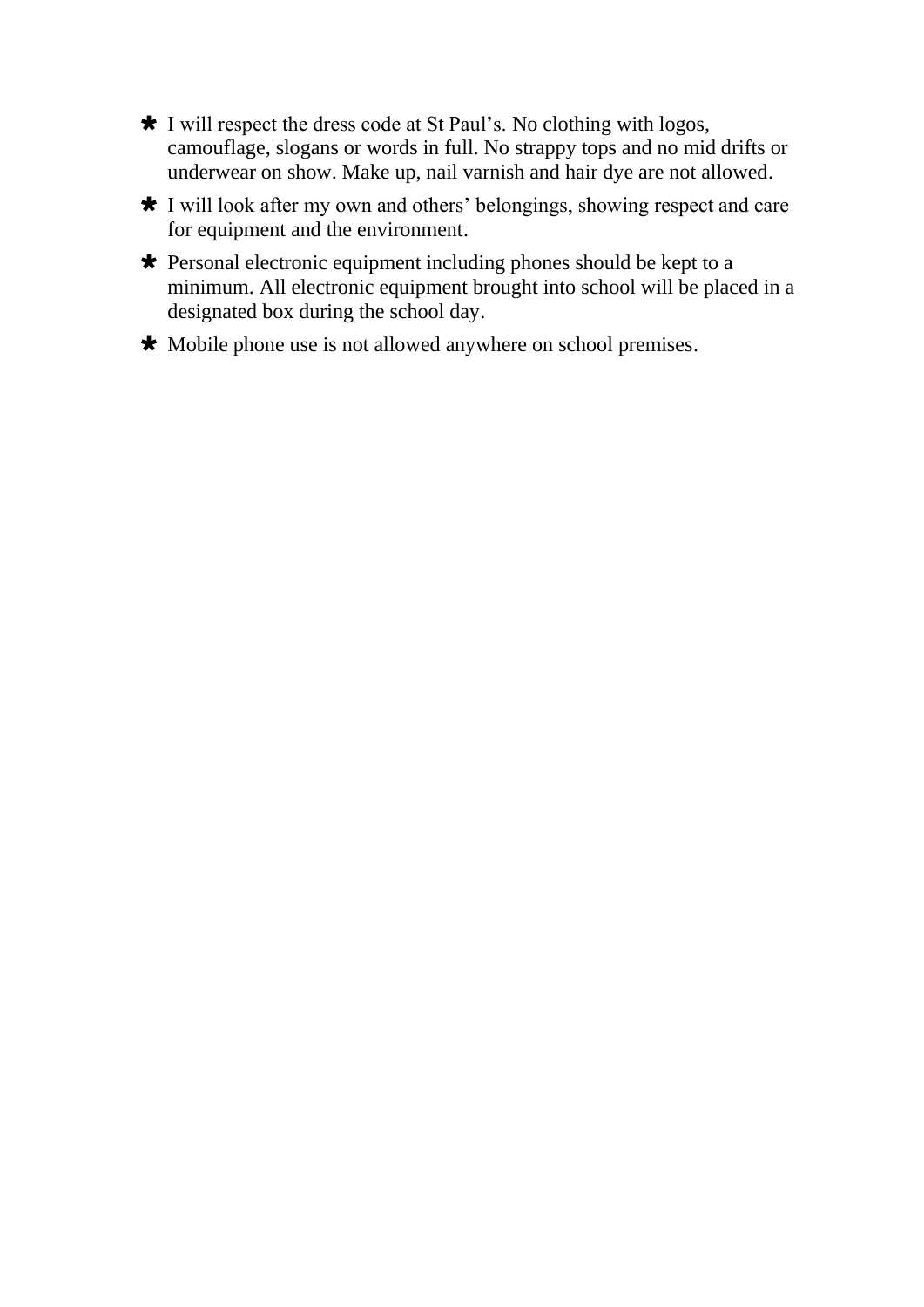- I will respect the dress code at St Paul's. No clothing with logos, camouflage, slogans or words in full. No strappy tops and no mid drifts or underwear on show. Make up, nail varnish and hair dye are not allowed.
- I will look after my own and others' belongings, showing respect and care for equipment and the environment.
- Personal electronic equipment including phones should be kept to a minimum. All electronic equipment brought into school will be placed in a designated box during the school day.
- Mobile phone use is not allowed anywhere on school premises.